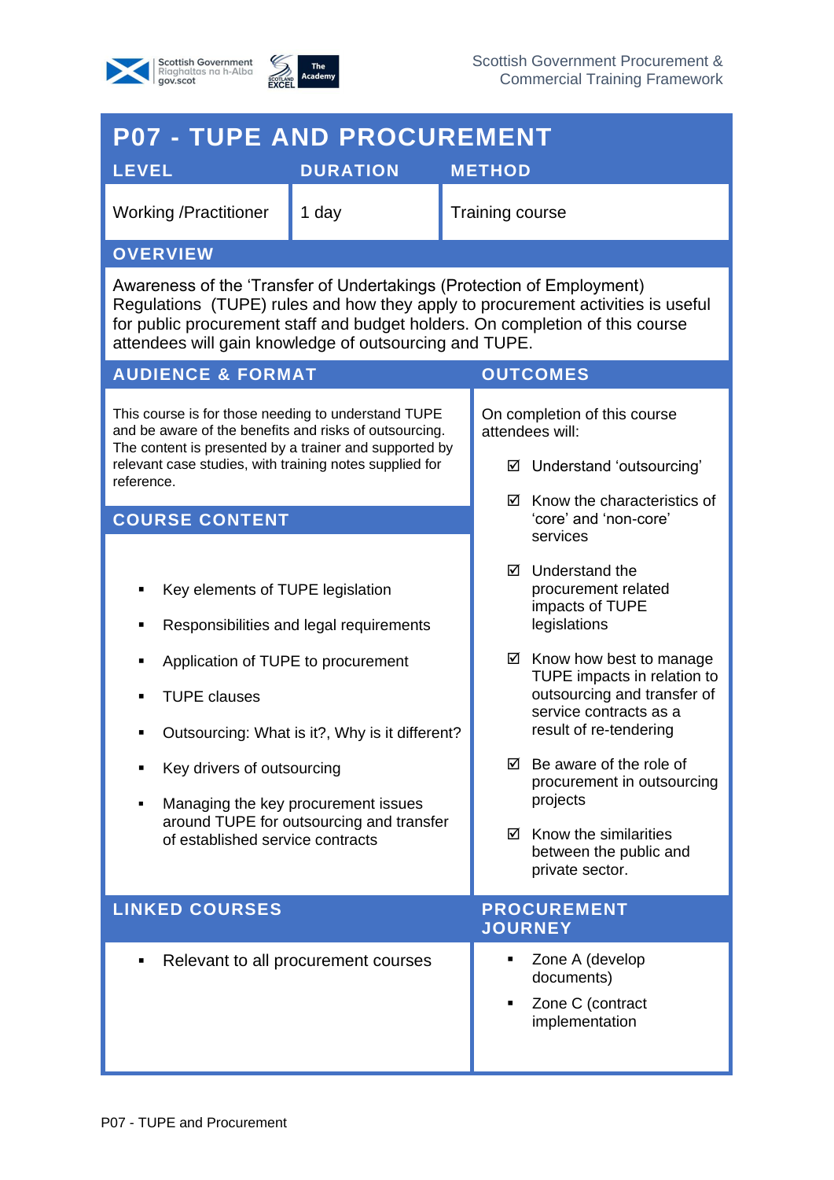Scottish Government Procurement & Commercial Training Framework

# P07 - TUPE AND PROCUREMENT

| LEVEL | DURATION | METHOD |
|---|---|---|
| Working /Practitioner | 1 day | Training course |

## OVERVIEW

Awareness of the 'Transfer of Undertakings (Protection of Employment) Regulations (TUPE) rules and how they apply to procurement activities is useful for public procurement staff and budget holders. On completion of this course attendees will gain knowledge of outsourcing and TUPE.

## AUDIENCE & FORMAT

This course is for those needing to understand TUPE and be aware of the benefits and risks of outsourcing. The content is presented by a trainer and supported by relevant case studies, with training notes supplied for reference.

## COURSE CONTENT

- Key elements of TUPE legislation
- Responsibilities and legal requirements
- Application of TUPE to procurement
- TUPE clauses
- Outsourcing: What is it?, Why is it different?
- Key drivers of outsourcing
- Managing the key procurement issues around TUPE for outsourcing and transfer of established service contracts

## OUTCOMES

On completion of this course attendees will:

- ☑ Understand 'outsourcing'
- ☑ Know the characteristics of 'core' and 'non-core' services
- ☑ Understand the procurement related impacts of TUPE legislations
- ☑ Know how best to manage TUPE impacts in relation to outsourcing and transfer of service contracts as a result of re-tendering
- ☑ Be aware of the role of procurement in outsourcing projects
- ☑ Know the similarities between the public and private sector.

## LINKED COURSES

- Relevant to all procurement courses

## PROCUREMENT JOURNEY

- Zone A (develop documents)
- Zone C (contract implementation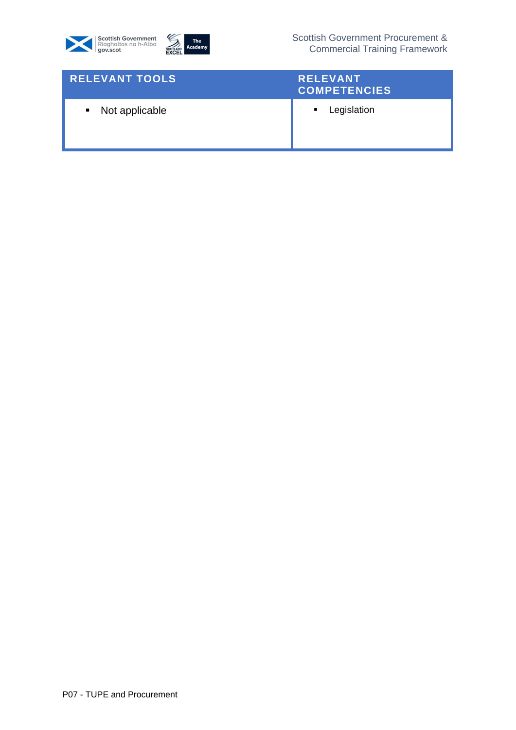| RELEVANT TOOLS | RELEVANT COMPETENCIES |
| --- | --- |
| ▪ Not applicable | ▪ Legislation |